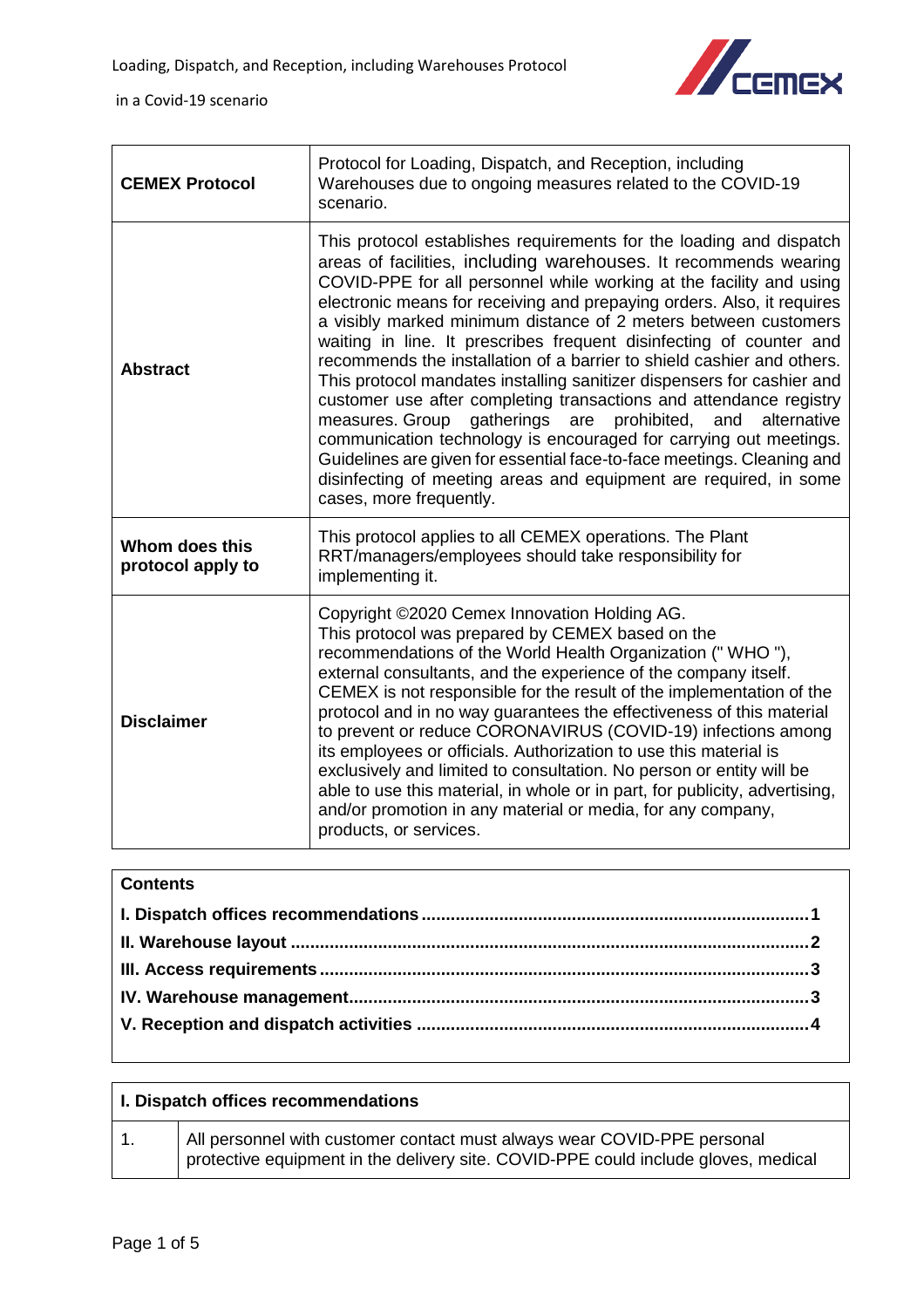| **CEMEX Protocol** | Protocol for Loading, Dispatch, and Reception, including Warehouses due to ongoing measures related to the COVID-19 scenario. |
|---|---|
| **Abstract** | This protocol establishes requirements for the loading and dispatch areas of facilities, including warehouses. It recommends wearing COVID-PPE for all personnel while working at the facility and using electronic means for receiving and prepaying orders. Also, it requires a visibly marked minimum distance of 2 meters between customers waiting in line. It prescribes frequent disinfecting of counter and recommends the installation of a barrier to shield cashier and others. This protocol mandates installing sanitizer dispensers for cashier and customer use after completing transactions and attendance registry measures. Group gatherings are prohibited, and alternative communication technology is encouraged for carrying out meetings. Guidelines are given for essential face-to-face meetings. Cleaning and disinfecting of meeting areas and equipment are required, in some cases, more frequently. |
| **Whom does this protocol apply to** | This protocol applies to all CEMEX operations. The Plant RRT/managers/employees should take responsibility for implementing it. |
| **Disclaimer** | Copyright ©2020 Cemex Innovation Holding AG. This protocol was prepared by CEMEX based on the recommendations of the World Health Organization (" WHO "), external consultants, and the experience of the company itself. CEMEX is not responsible for the result of the implementation of the protocol and in no way guarantees the effectiveness of this material to prevent or reduce CORONAVIRUS (COVID-19) infections among its employees or officials. Authorization to use this material is exclusively and limited to consultation. No person or entity will be able to use this material, in whole or in part, for publicity, advertising, and/or promotion in any material or media, for any company, products, or services. |

**Contents**

**I. Dispatch offices recommendations .......... 1**
**II. Warehouse layout .......... 2**
**III. Access requirements .......... 3**
**IV. Warehouse management .......... 3**
**V. Reception and dispatch activities .......... 4**

## I. Dispatch offices recommendations

| | |
|---|---|
| 1. | All personnel with customer contact must always wear COVID-PPE personal protective equipment in the delivery site. COVID-PPE could include gloves, medical |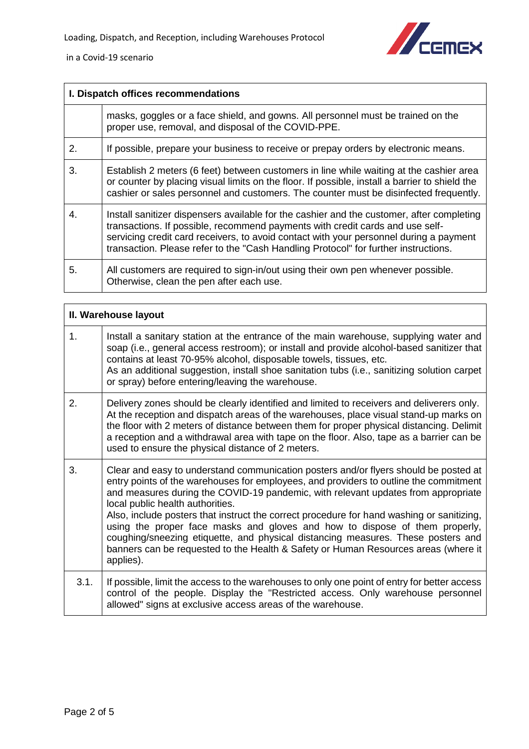| I. Dispatch offices recommendations | |
|---|---|
| | masks, goggles or a face shield, and gowns. All personnel must be trained on the proper use, removal, and disposal of the COVID-PPE. |
| 2. | If possible, prepare your business to receive or prepay orders by electronic means. |
| 3. | Establish 2 meters (6 feet) between customers in line while waiting at the cashier area or counter by placing visual limits on the floor. If possible, install a barrier to shield the cashier or sales personnel and customers. The counter must be disinfected frequently. |
| 4. | Install sanitizer dispensers available for the cashier and the customer, after completing transactions. If possible, recommend payments with credit cards and use self-servicing credit card receivers, to avoid contact with your personnel during a payment transaction. Please refer to the "Cash Handling Protocol" for further instructions. |
| 5. | All customers are required to sign-in/out using their own pen whenever possible. Otherwise, clean the pen after each use. |

| II. Warehouse layout | |
|---|---|
| 1. | Install a sanitary station at the entrance of the main warehouse, supplying water and soap (i.e., general access restroom); or install and provide alcohol-based sanitizer that contains at least 70-95% alcohol, disposable towels, tissues, etc. As an additional suggestion, install shoe sanitation tubs (i.e., sanitizing solution carpet or spray) before entering/leaving the warehouse. |
| 2. | Delivery zones should be clearly identified and limited to receivers and deliverers only. At the reception and dispatch areas of the warehouses, place visual stand-up marks on the floor with 2 meters of distance between them for proper physical distancing. Delimit a reception and a withdrawal area with tape on the floor. Also, tape as a barrier can be used to ensure the physical distance of 2 meters. |
| 3. | Clear and easy to understand communication posters and/or flyers should be posted at entry points of the warehouses for employees, and providers to outline the commitment and measures during the COVID-19 pandemic, with relevant updates from appropriate local public health authorities. Also, include posters that instruct the correct procedure for hand washing or sanitizing, using the proper face masks and gloves and how to dispose of them properly, coughing/sneezing etiquette, and physical distancing measures. These posters and banners can be requested to the Health & Safety or Human Resources areas (where it applies). |
| 3.1. | If possible, limit the access to the warehouses to only one point of entry for better access control of the people. Display the "Restricted access. Only warehouse personnel allowed" signs at exclusive access areas of the warehouse. |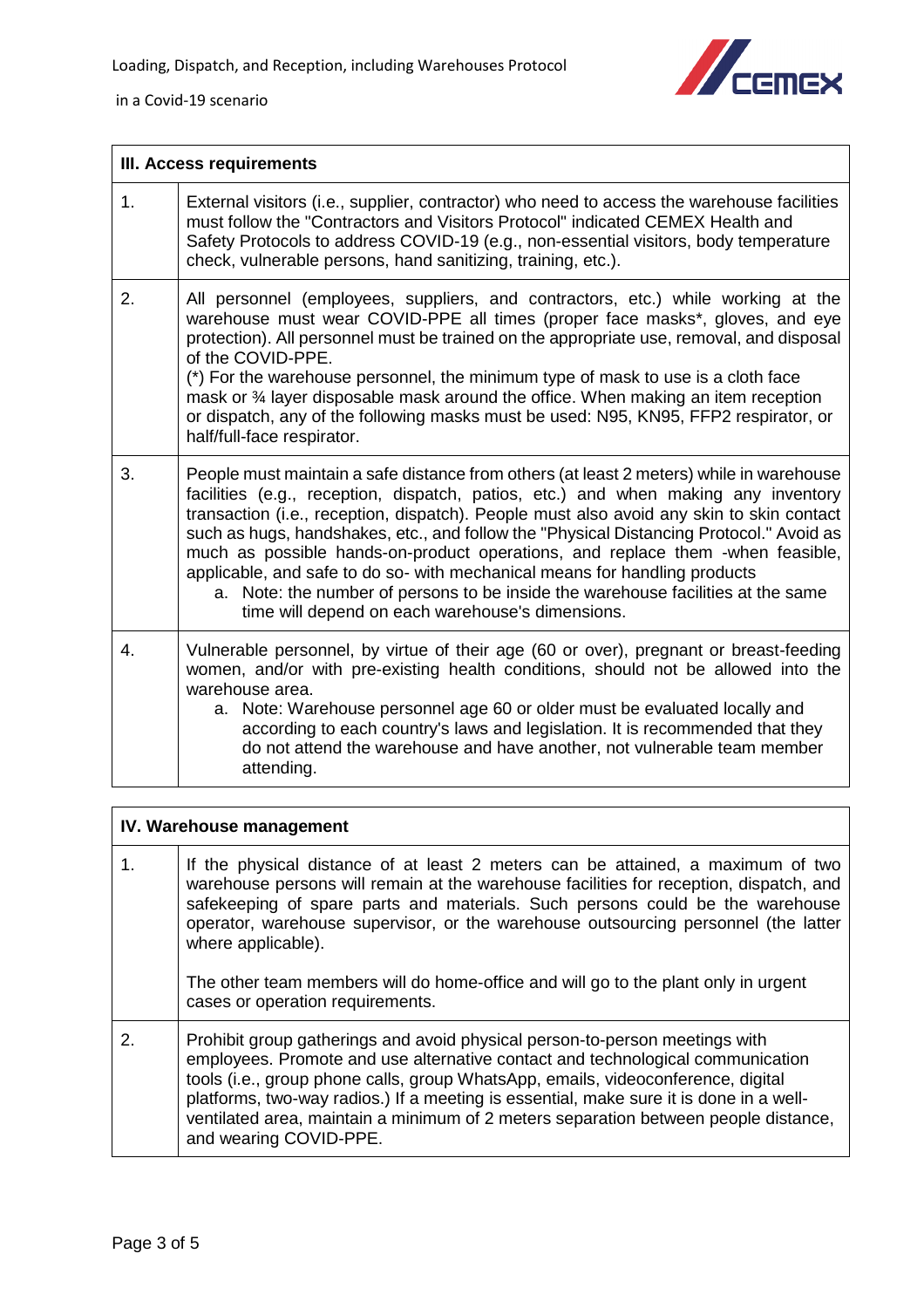| III. Access requirements | |
|---|---|
| 1. | External visitors (i.e., supplier, contractor) who need to access the warehouse facilities must follow the "Contractors and Visitors Protocol" indicated CEMEX Health and Safety Protocols to address COVID-19 (e.g., non-essential visitors, body temperature check, vulnerable persons, hand sanitizing, training, etc.). |
| 2. | All personnel (employees, suppliers, and contractors, etc.) while working at the warehouse must wear COVID-PPE all times (proper face masks*, gloves, and eye protection). All personnel must be trained on the appropriate use, removal, and disposal of the COVID-PPE.<br>(*) For the warehouse personnel, the minimum type of mask to use is a cloth face mask or ¾ layer disposable mask around the office. When making an item reception or dispatch, any of the following masks must be used: N95, KN95, FFP2 respirator, or half/full-face respirator. |
| 3. | People must maintain a safe distance from others (at least 2 meters) while in warehouse facilities (e.g., reception, dispatch, patios, etc.) and when making any inventory transaction (i.e., reception, dispatch). People must also avoid any skin to skin contact such as hugs, handshakes, etc., and follow the "Physical Distancing Protocol." Avoid as much as possible hands-on-product operations, and replace them -when feasible, applicable, and safe to do so- with mechanical means for handling products<br>a. Note: the number of persons to be inside the warehouse facilities at the same time will depend on each warehouse's dimensions. |
| 4. | Vulnerable personnel, by virtue of their age (60 or over), pregnant or breast-feeding women, and/or with pre-existing health conditions, should not be allowed into the warehouse area.<br>a. Note: Warehouse personnel age 60 or older must be evaluated locally and according to each country's laws and legislation. It is recommended that they do not attend the warehouse and have another, not vulnerable team member attending. |

| IV. Warehouse management | |
|---|---|
| 1. | If the physical distance of at least 2 meters can be attained, a maximum of two warehouse persons will remain at the warehouse facilities for reception, dispatch, and safekeeping of spare parts and materials. Such persons could be the warehouse operator, warehouse supervisor, or the warehouse outsourcing personnel (the latter where applicable).<br><br>The other team members will do home-office and will go to the plant only in urgent cases or operation requirements. |
| 2. | Prohibit group gatherings and avoid physical person-to-person meetings with employees. Promote and use alternative contact and technological communication tools (i.e., group phone calls, group WhatsApp, emails, videoconference, digital platforms, two-way radios.) If a meeting is essential, make sure it is done in a well-ventilated area, maintain a minimum of 2 meters separation between people distance, and wearing COVID-PPE. |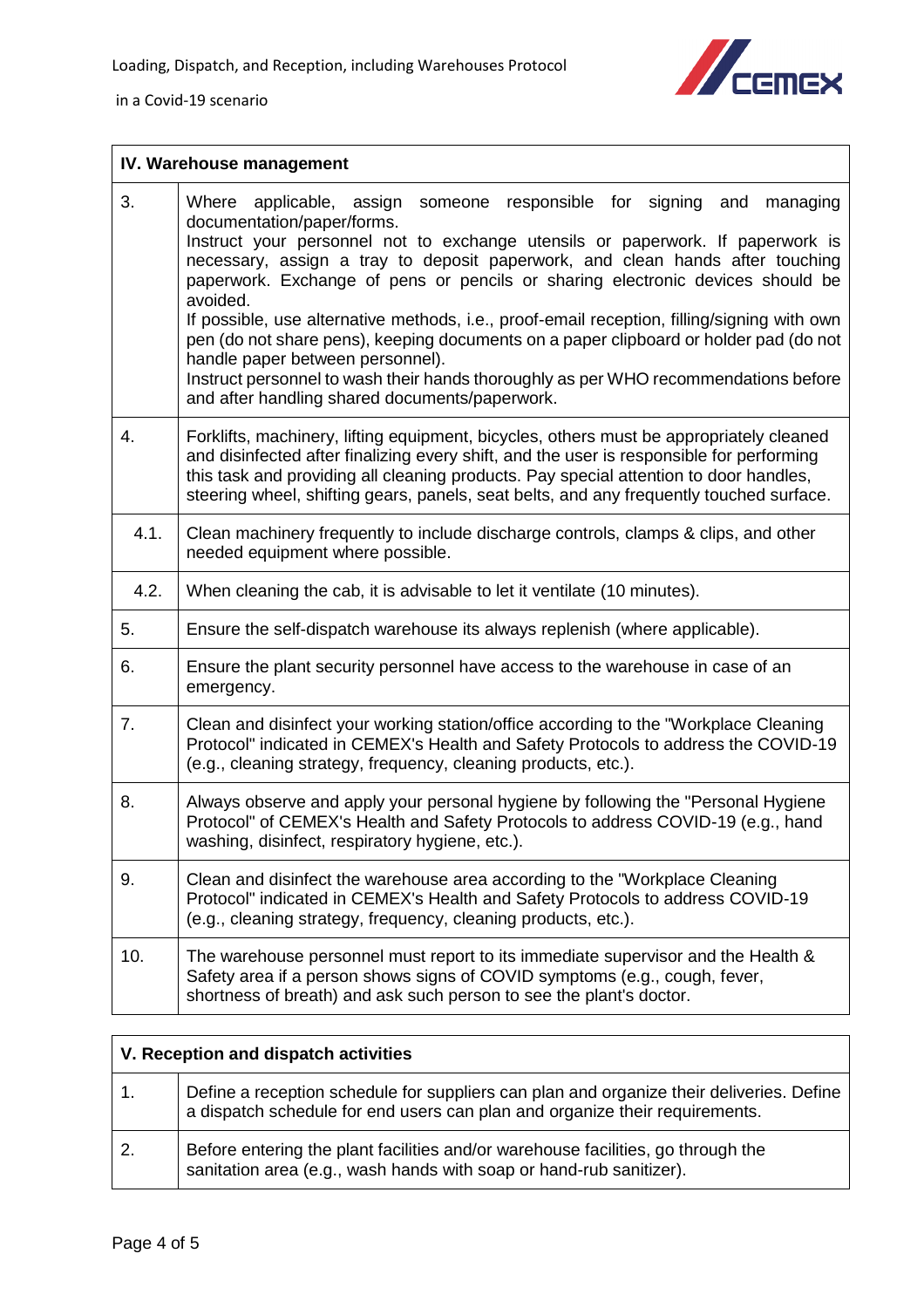| IV. Warehouse management | |
|---|---|
| 3. | Where applicable, assign someone responsible for signing and managing documentation/paper/forms.<br>Instruct your personnel not to exchange utensils or paperwork. If paperwork is necessary, assign a tray to deposit paperwork, and clean hands after touching paperwork. Exchange of pens or pencils or sharing electronic devices should be avoided.<br>If possible, use alternative methods, i.e., proof-email reception, filling/signing with own pen (do not share pens), keeping documents on a paper clipboard or holder pad (do not handle paper between personnel).<br>Instruct personnel to wash their hands thoroughly as per WHO recommendations before and after handling shared documents/paperwork. |
| 4. | Forklifts, machinery, lifting equipment, bicycles, others must be appropriately cleaned and disinfected after finalizing every shift, and the user is responsible for performing this task and providing all cleaning products. Pay special attention to door handles, steering wheel, shifting gears, panels, seat belts, and any frequently touched surface. |
| 4.1. | Clean machinery frequently to include discharge controls, clamps & clips, and other needed equipment where possible. |
| 4.2. | When cleaning the cab, it is advisable to let it ventilate (10 minutes). |
| 5. | Ensure the self-dispatch warehouse its always replenish (where applicable). |
| 6. | Ensure the plant security personnel have access to the warehouse in case of an emergency. |
| 7. | Clean and disinfect your working station/office according to the "Workplace Cleaning Protocol" indicated in CEMEX's Health and Safety Protocols to address the COVID-19 (e.g., cleaning strategy, frequency, cleaning products, etc.). |
| 8. | Always observe and apply your personal hygiene by following the "Personal Hygiene Protocol" of CEMEX's Health and Safety Protocols to address COVID-19 (e.g., hand washing, disinfect, respiratory hygiene, etc.). |
| 9. | Clean and disinfect the warehouse area according to the "Workplace Cleaning Protocol" indicated in CEMEX's Health and Safety Protocols to address COVID-19 (e.g., cleaning strategy, frequency, cleaning products, etc.). |
| 10. | The warehouse personnel must report to its immediate supervisor and the Health & Safety area if a person shows signs of COVID symptoms (e.g., cough, fever, shortness of breath) and ask such person to see the plant's doctor. |

| V. Reception and dispatch activities | |
|---|---|
| 1. | Define a reception schedule for suppliers can plan and organize their deliveries. Define a dispatch schedule for end users can plan and organize their requirements. |
| 2. | Before entering the plant facilities and/or warehouse facilities, go through the sanitation area (e.g., wash hands with soap or hand-rub sanitizer). |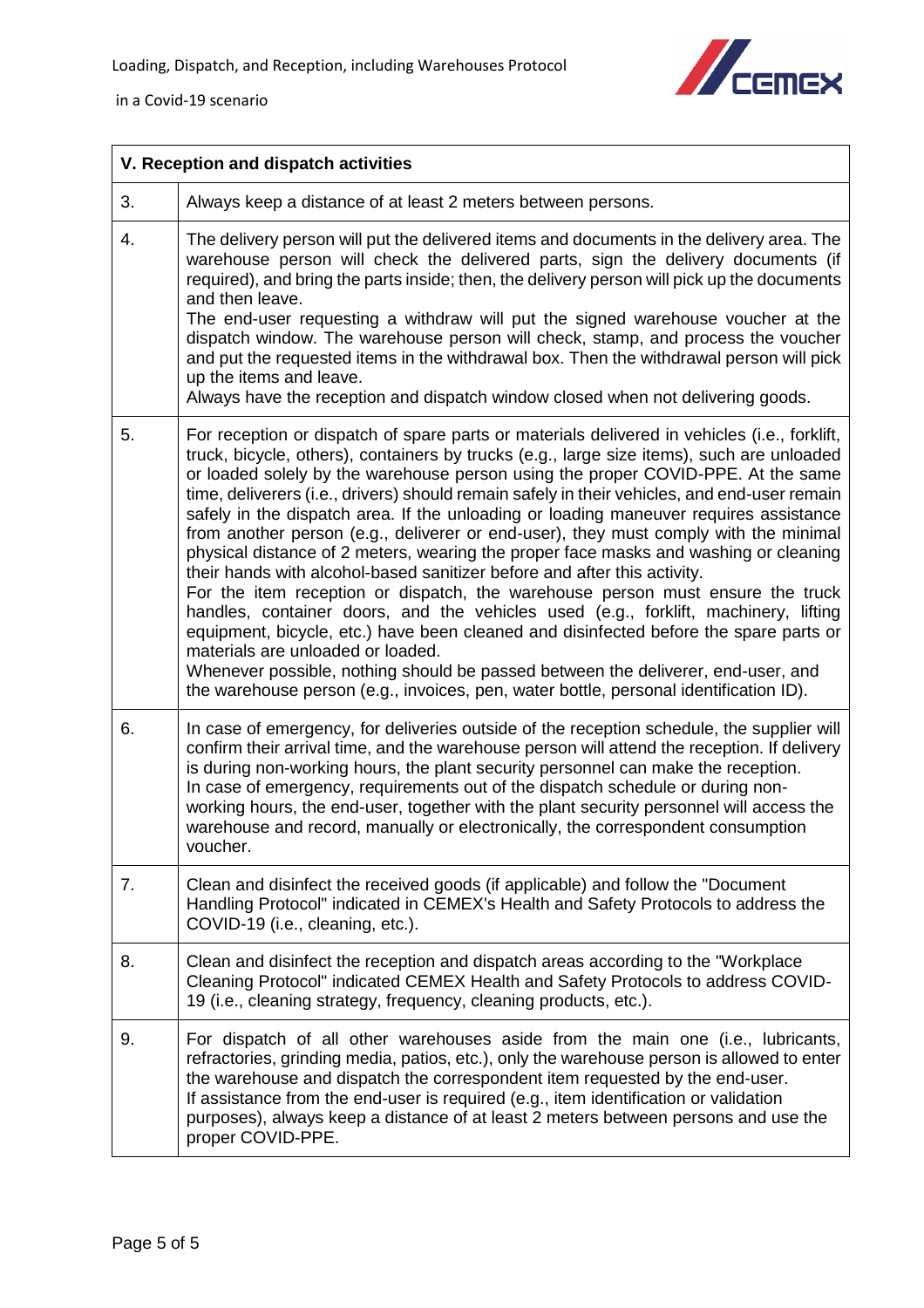| V. Reception and dispatch activities | |
|---|---|
| 3. | Always keep a distance of at least 2 meters between persons. |
| 4. | The delivery person will put the delivered items and documents in the delivery area. The warehouse person will check the delivered parts, sign the delivery documents (if required), and bring the parts inside; then, the delivery person will pick up the documents and then leave.<br>The end-user requesting a withdraw will put the signed warehouse voucher at the dispatch window. The warehouse person will check, stamp, and process the voucher and put the requested items in the withdrawal box. Then the withdrawal person will pick up the items and leave.<br>Always have the reception and dispatch window closed when not delivering goods. |
| 5. | For reception or dispatch of spare parts or materials delivered in vehicles (i.e., forklift, truck, bicycle, others), containers by trucks (e.g., large size items), such are unloaded or loaded solely by the warehouse person using the proper COVID-PPE. At the same time, deliverers (i.e., drivers) should remain safely in their vehicles, and end-user remain safely in the dispatch area. If the unloading or loading maneuver requires assistance from another person (e.g., deliverer or end-user), they must comply with the minimal physical distance of 2 meters, wearing the proper face masks and washing or cleaning their hands with alcohol-based sanitizer before and after this activity.<br>For the item reception or dispatch, the warehouse person must ensure the truck handles, container doors, and the vehicles used (e.g., forklift, machinery, lifting equipment, bicycle, etc.) have been cleaned and disinfected before the spare parts or materials are unloaded or loaded.<br>Whenever possible, nothing should be passed between the deliverer, end-user, and the warehouse person (e.g., invoices, pen, water bottle, personal identification ID). |
| 6. | In case of emergency, for deliveries outside of the reception schedule, the supplier will confirm their arrival time, and the warehouse person will attend the reception. If delivery is during non-working hours, the plant security personnel can make the reception.<br>In case of emergency, requirements out of the dispatch schedule or during non-working hours, the end-user, together with the plant security personnel will access the warehouse and record, manually or electronically, the correspondent consumption voucher. |
| 7. | Clean and disinfect the received goods (if applicable) and follow the "Document Handling Protocol" indicated in CEMEX's Health and Safety Protocols to address the COVID-19 (i.e., cleaning, etc.). |
| 8. | Clean and disinfect the reception and dispatch areas according to the "Workplace Cleaning Protocol" indicated CEMEX Health and Safety Protocols to address COVID-19 (i.e., cleaning strategy, frequency, cleaning products, etc.). |
| 9. | For dispatch of all other warehouses aside from the main one (i.e., lubricants, refractories, grinding media, patios, etc.), only the warehouse person is allowed to enter the warehouse and dispatch the correspondent item requested by the end-user.<br>If assistance from the end-user is required (e.g., item identification or validation purposes), always keep a distance of at least 2 meters between persons and use the proper COVID-PPE. |